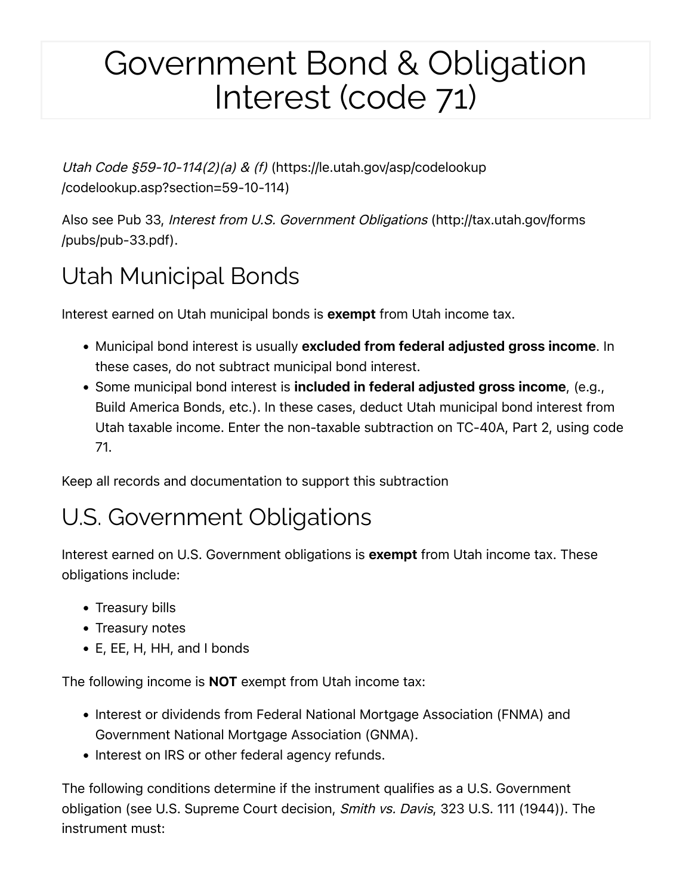# Government Bond & Obligation Interest (code 71)

*Utah Code §59-10-114(2)(a) & (f)* (https://le.utah.gov/asp/codelookup/codelookup.asp?section=59-10-114)

Also see Pub 33, *Interest from U.S. Government Obligations* (http://tax.utah.gov/forms/pubs/pub-33.pdf).

## Utah Municipal Bonds

Interest earned on Utah municipal bonds is **exempt** from Utah income tax.

- Municipal bond interest is usually **excluded from federal adjusted gross income**. In these cases, do not subtract municipal bond interest.
- Some municipal bond interest is **included in federal adjusted gross income**, (e.g., Build America Bonds, etc.). In these cases, deduct Utah municipal bond interest from Utah taxable income. Enter the non-taxable subtraction on TC-40A, Part 2, using code 71.

Keep all records and documentation to support this subtraction

## U.S. Government Obligations

Interest earned on U.S. Government obligations is **exempt** from Utah income tax. These obligations include:

- Treasury bills
- Treasury notes
- E, EE, H, HH, and I bonds

The following income is **NOT** exempt from Utah income tax:

- Interest or dividends from Federal National Mortgage Association (FNMA) and Government National Mortgage Association (GNMA).
- Interest on IRS or other federal agency refunds.

The following conditions determine if the instrument qualifies as a U.S. Government obligation (see U.S. Supreme Court decision, *Smith vs. Davis*, 323 U.S. 111 (1944)). The instrument must: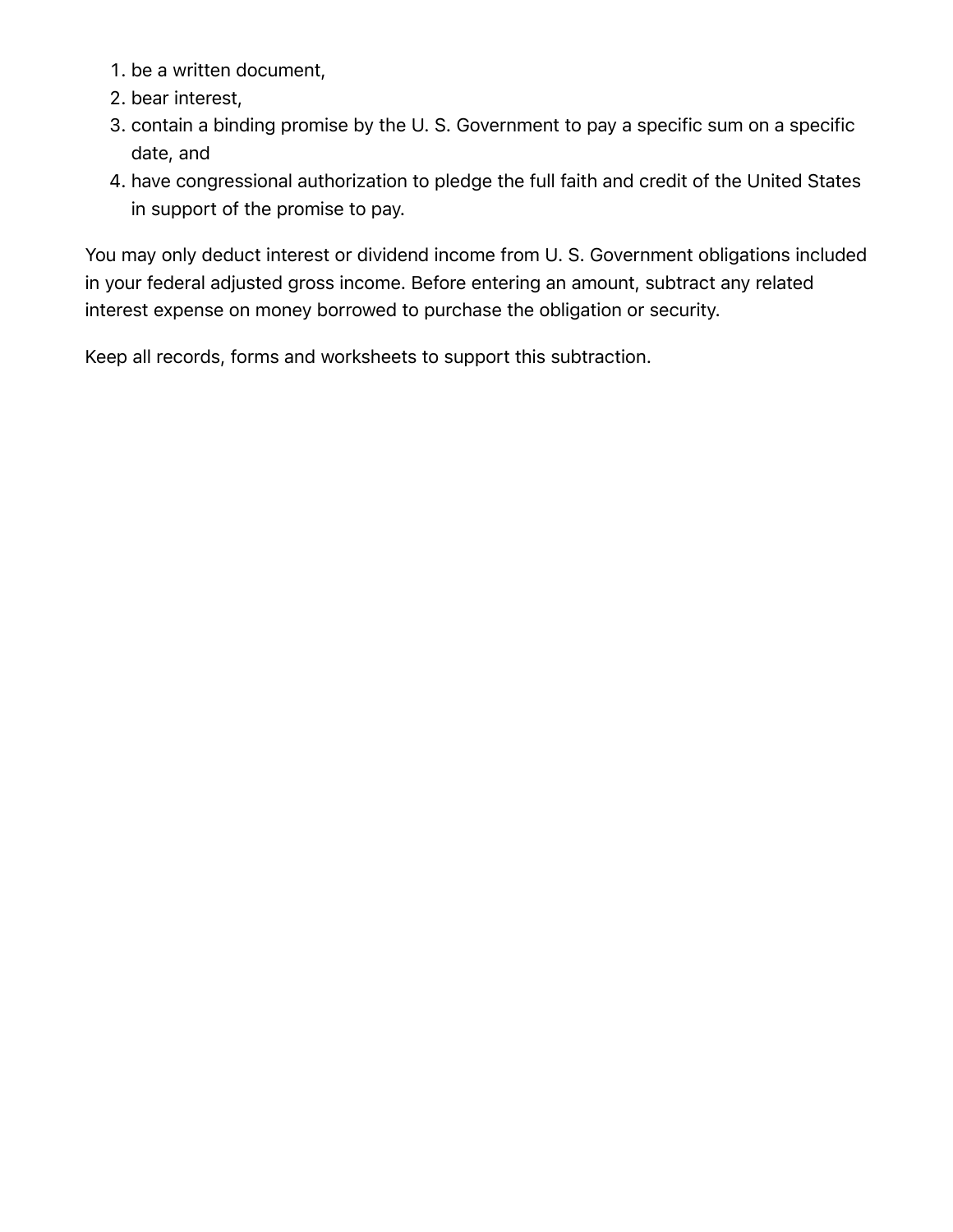1. be a written document,
2. bear interest,
3. contain a binding promise by the U. S. Government to pay a specific sum on a specific date, and
4. have congressional authorization to pledge the full faith and credit of the United States in support of the promise to pay.

You may only deduct interest or dividend income from U. S. Government obligations included in your federal adjusted gross income. Before entering an amount, subtract any related interest expense on money borrowed to purchase the obligation or security.

Keep all records, forms and worksheets to support this subtraction.